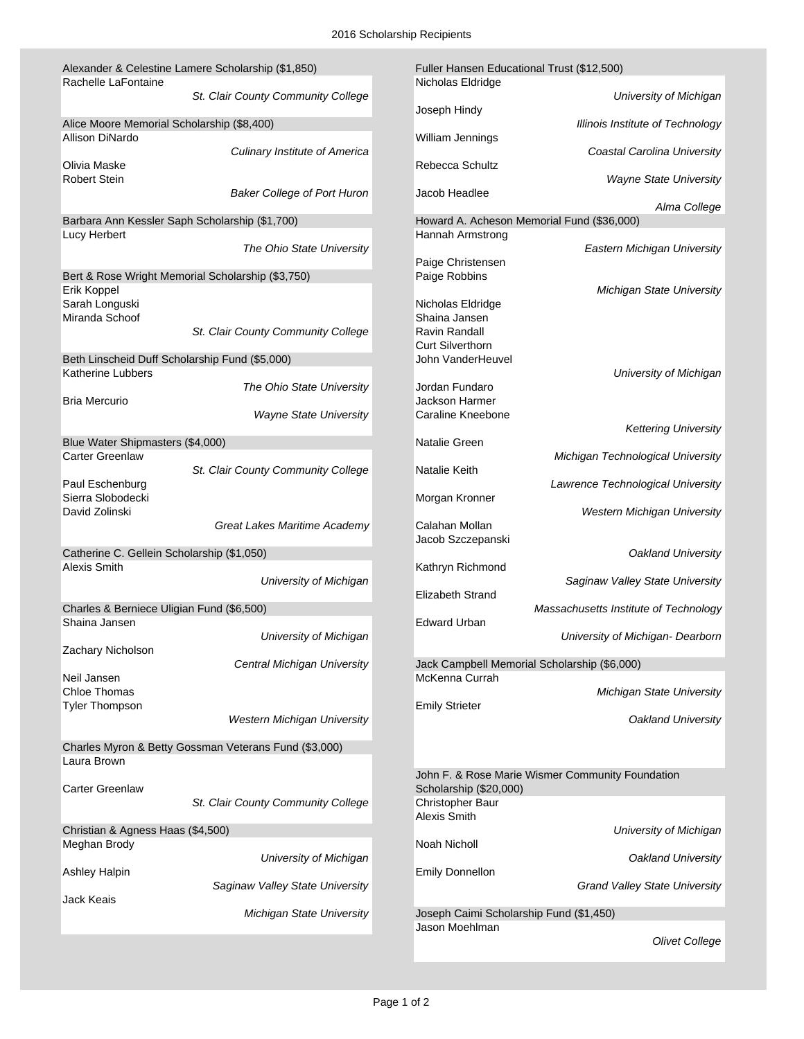# 2016 Scholarship Recipients

**Alexander & Celestine Lamere Scholarship ($1,850)**

Rachelle LaFontaine
*St. Clair County Community College*

**Alice Moore Memorial Scholarship ($8,400)**

Allison DiNardo
*Culinary Institute of America*

Olivia Maske
Robert Stein
*Baker College of Port Huron*

**Barbara Ann Kessler Saph Scholarship ($1,700)**

Lucy Herbert
*The Ohio State University*

**Bert & Rose Wright Memorial Scholarship ($3,750)**

Erik Koppel
Sarah Longuski
Miranda Schoof
*St. Clair County Community College*

**Beth Linscheid Duff Scholarship Fund ($5,000)**

Katherine Lubbers
*The Ohio State University*

Bria Mercurio
*Wayne State University*

**Blue Water Shipmasters ($4,000)**

Carter Greenlaw
*St. Clair County Community College*

Paul Eschenburg
Sierra Slobodecki
David Zolinski
*Great Lakes Maritime Academy*

**Catherine C. Gellein Scholarship ($1,050)**

Alexis Smith
*University of Michigan*

**Charles & Berniece Uligian Fund ($6,500)**

Shaina Jansen
*University of Michigan*

Zachary Nicholson
*Central Michigan University*

Neil Jansen
Chloe Thomas
Tyler Thompson
*Western Michigan University*

**Charles Myron & Betty Gossman Veterans Fund ($3,000)**

Laura Brown

Carter Greenlaw
*St. Clair County Community College*

**Christian & Agness Haas ($4,500)**

Meghan Brody
*University of Michigan*

Ashley Halpin
*Saginaw Valley State University*

Jack Keais
*Michigan State University*

**Fuller Hansen Educational Trust ($12,500)**

Nicholas Eldridge
*University of Michigan*

Joseph Hindy
*Illinois Institute of Technology*

William Jennings
*Coastal Carolina University*

Rebecca Schultz
*Wayne State University*

Jacob Headlee
*Alma College*

**Howard A. Acheson Memorial Fund ($36,000)**

Hannah Armstrong
*Eastern Michigan University*

Paige Christensen
Paige Robbins
*Michigan State University*

Nicholas Eldridge
Shaina Jansen
Ravin Randall
Curt Silverthorn
John VanderHeuvel
*University of Michigan*

Jordan Fundaro
Jackson Harmer
Caraline Kneebone
*Kettering University*

Natalie Green
*Michigan Technological University*

Natalie Keith
*Lawrence Technological University*

Morgan Kronner
*Western Michigan University*

Calahan Mollan
Jacob Szczepanski
*Oakland University*

Kathryn Richmond
*Saginaw Valley State University*

Elizabeth Strand
*Massachusetts Institute of Technology*

Edward Urban
*University of Michigan- Dearborn*

**Jack Campbell Memorial Scholarship ($6,000)**

McKenna Currah
*Michigan State University*

Emily Strieter
*Oakland University*

**John F. & Rose Marie Wismer Community Foundation Scholarship ($20,000)**

Christopher Baur
Alexis Smith
*University of Michigan*

Noah Nicholl
*Oakland University*

Emily Donnellon
*Grand Valley State University*

**Joseph Caimi Scholarship Fund ($1,450)**

Jason Moehlman
*Olivet College*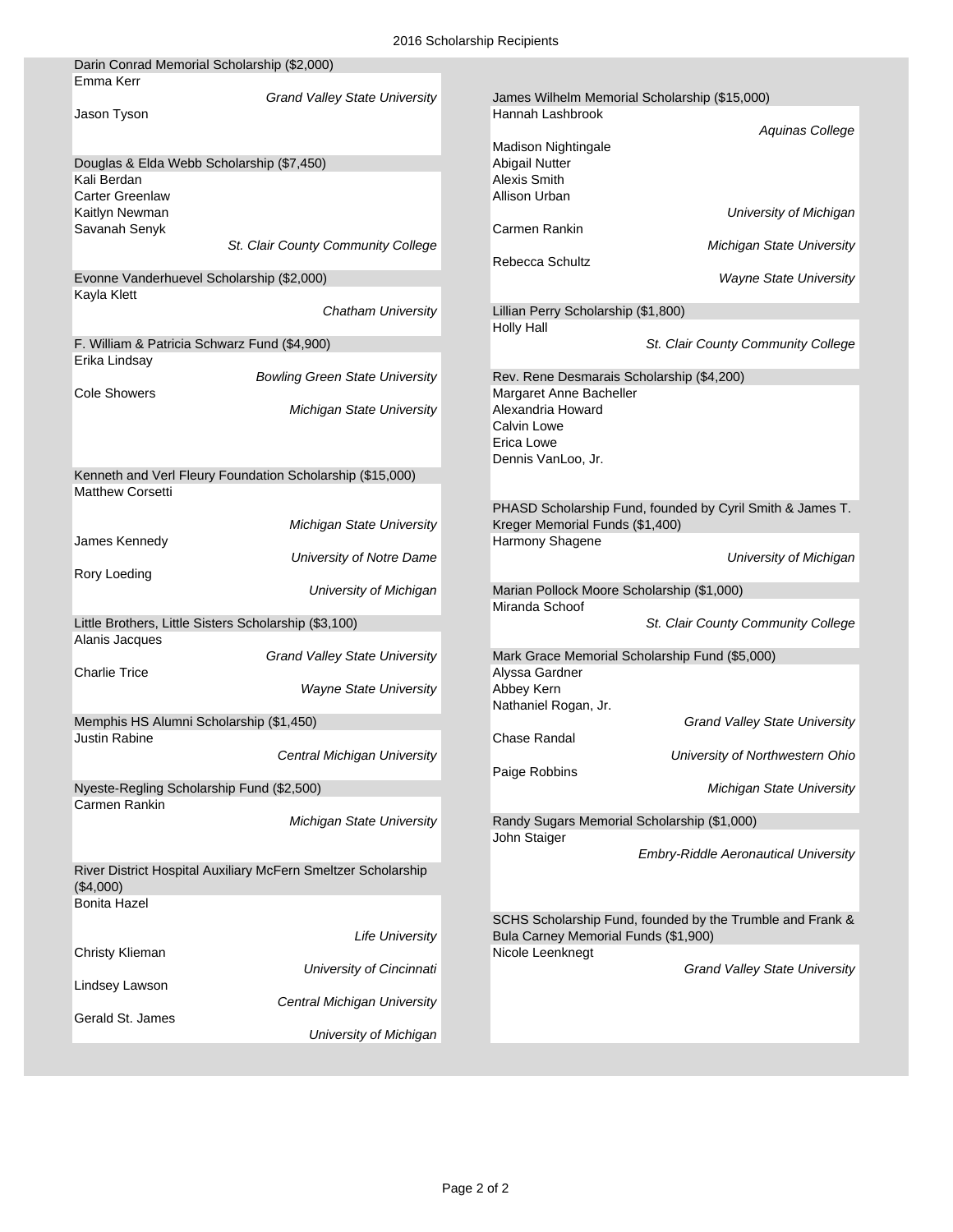# 2016 Scholarship Recipients

**Darin Conrad Memorial Scholarship ($2,000)**

Emma Kerr
*Grand Valley State University*

Jason Tyson

**Douglas & Elda Webb Scholarship ($7,450)**

Kali Berdan
Carter Greenlaw
Kaitlyn Newman
Savanah Senyk
*St. Clair County Community College*

**Evonne Vanderhuevel Scholarship ($2,000)**

Kayla Klett
*Chatham University*

**F. William & Patricia Schwarz Fund ($4,900)**

Erika Lindsay
*Bowling Green State University*

Cole Showers
*Michigan State University*

**Kenneth and Verl Fleury Foundation Scholarship ($15,000)**

Matthew Corsetti
*Michigan State University*

James Kennedy
*University of Notre Dame*

Rory Loeding
*University of Michigan*

**Little Brothers, Little Sisters Scholarship ($3,100)**

Alanis Jacques
*Grand Valley State University*

Charlie Trice
*Wayne State University*

**Memphis HS Alumni Scholarship ($1,450)**

Justin Rabine
*Central Michigan University*

**Nyeste-Regling Scholarship Fund ($2,500)**

Carmen Rankin
*Michigan State University*

**River District Hospital Auxiliary McFern Smeltzer Scholarship ($4,000)**

Bonita Hazel
*Life University*

Christy Klieman
*University of Cincinnati*

Lindsey Lawson
*Central Michigan University*

Gerald St. James
*University of Michigan*

**James Wilhelm Memorial Scholarship ($15,000)**

Hannah Lashbrook
*Aquinas College*

Madison Nightingale
Abigail Nutter
Alexis Smith
Allison Urban
*University of Michigan*

Carmen Rankin
*Michigan State University*

Rebecca Schultz
*Wayne State University*

**Lillian Perry Scholarship ($1,800)**

Holly Hall
*St. Clair County Community College*

**Rev. Rene Desmarais Scholarship ($4,200)**

Margaret Anne Bacheller
Alexandria Howard
Calvin Lowe
Erica Lowe
Dennis VanLoo, Jr.

**PHASD Scholarship Fund, founded by Cyril Smith & James T. Kreger Memorial Funds ($1,400)**

Harmony Shagene
*University of Michigan*

**Marian Pollock Moore Scholarship ($1,000)**

Miranda Schoof
*St. Clair County Community College*

**Mark Grace Memorial Scholarship Fund ($5,000)**

Alyssa Gardner
Abbey Kern
Nathaniel Rogan, Jr.
*Grand Valley State University*

Chase Randal
*University of Northwestern Ohio*

Paige Robbins
*Michigan State University*

**Randy Sugars Memorial Scholarship ($1,000)**

John Staiger
*Embry-Riddle Aeronautical University*

**SCHS Scholarship Fund, founded by the Trumble and Frank & Bula Carney Memorial Funds ($1,900)**

Nicole Leenknegt
*Grand Valley State University*